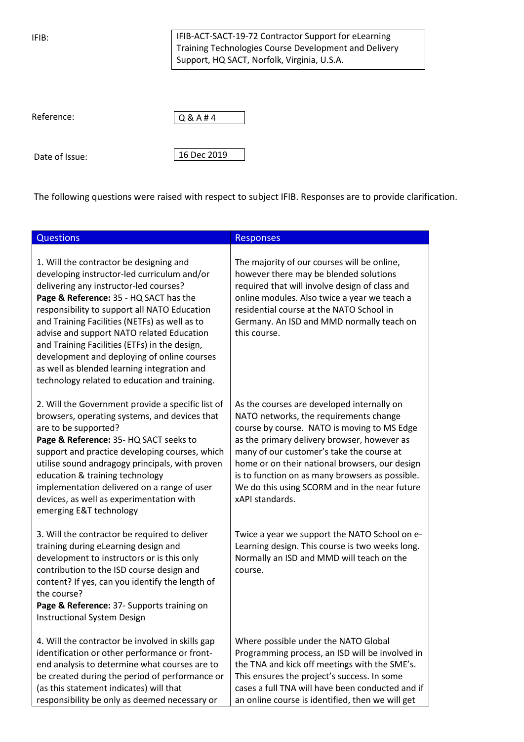| | |
|---|---|
| IFIB: | IFIB-ACT-SACT-19-72 Contractor Support for eLearning Training Technologies Course Development and Delivery Support, HQ SACT, Norfolk, Virginia, U.S.A. |
| Reference: | Q & A # 4 |
| Date of Issue: | 16 Dec 2019 |

The following questions were raised with respect to subject IFIB. Responses are to provide clarification.

| Questions | Responses |
|---|---|
| 1. Will the contractor be designing and developing instructor-led curriculum and/or delivering any instructor-led courses?<br>**Page & Reference:** 35 - HQ SACT has the responsibility to support all NATO Education and Training Facilities (NETFs) as well as to advise and support NATO related Education and Training Facilities (ETFs) in the design, development and deploying of online courses as well as blended learning integration and technology related to education and training. | The majority of our courses will be online, however there may be blended solutions required that will involve design of class and online modules. Also twice a year we teach a residential course at the NATO School in Germany. An ISD and MMD normally teach on this course. |
| 2. Will the Government provide a specific list of browsers, operating systems, and devices that are to be supported?<br>**Page & Reference:** 35- HQ SACT seeks to support and practice developing courses, which utilise sound andragogy principals, with proven education & training technology implementation delivered on a range of user devices, as well as experimentation with emerging E&T technology | As the courses are developed internally on NATO networks, the requirements change course by course. NATO is moving to MS Edge as the primary delivery browser, however as many of our customer's take the course at home or on their national browsers, our design is to function on as many browsers as possible. We do this using SCORM and in the near future xAPI standards. |
| 3. Will the contractor be required to deliver training during eLearning design and development to instructors or is this only contribution to the ISD course design and content? If yes, can you identify the length of the course?<br>**Page & Reference:** 37- Supports training on Instructional System Design | Twice a year we support the NATO School on e-Learning design. This course is two weeks long. Normally an ISD and MMD will teach on the course. |
| 4. Will the contractor be involved in skills gap identification or other performance or front-end analysis to determine what courses are to be created during the period of performance or (as this statement indicates) will that responsibility be only as deemed necessary or | Where possible under the NATO Global Programming process, an ISD will be involved in the TNA and kick off meetings with the SME's. This ensures the project's success. In some cases a full TNA will have been conducted and if an online course is identified, then we will get |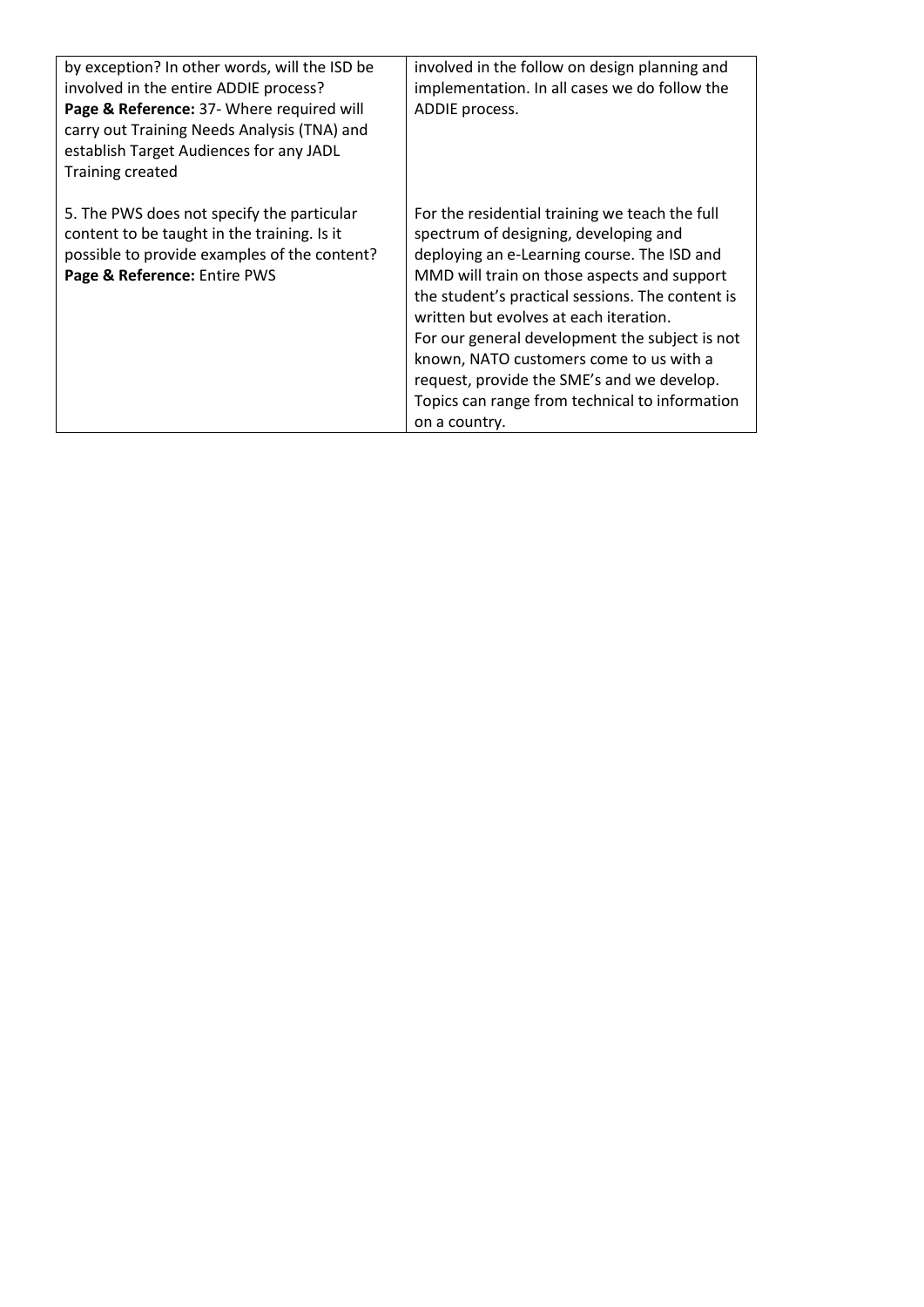| | |
|---|---|
| by exception? In other words, will the ISD be involved in the entire ADDIE process?<br>**Page & Reference:** 37- Where required will carry out Training Needs Analysis (TNA) and establish Target Audiences for any JADL Training created | involved in the follow on design planning and implementation. In all cases we do follow the ADDIE process. |
| 5. The PWS does not specify the particular content to be taught in the training. Is it possible to provide examples of the content?<br>**Page & Reference:** Entire PWS | For the residential training we teach the full spectrum of designing, developing and deploying an e-Learning course. The ISD and MMD will train on those aspects and support the student's practical sessions. The content is written but evolves at each iteration.<br>For our general development the subject is not known, NATO customers come to us with a request, provide the SME's and we develop. Topics can range from technical to information on a country. |